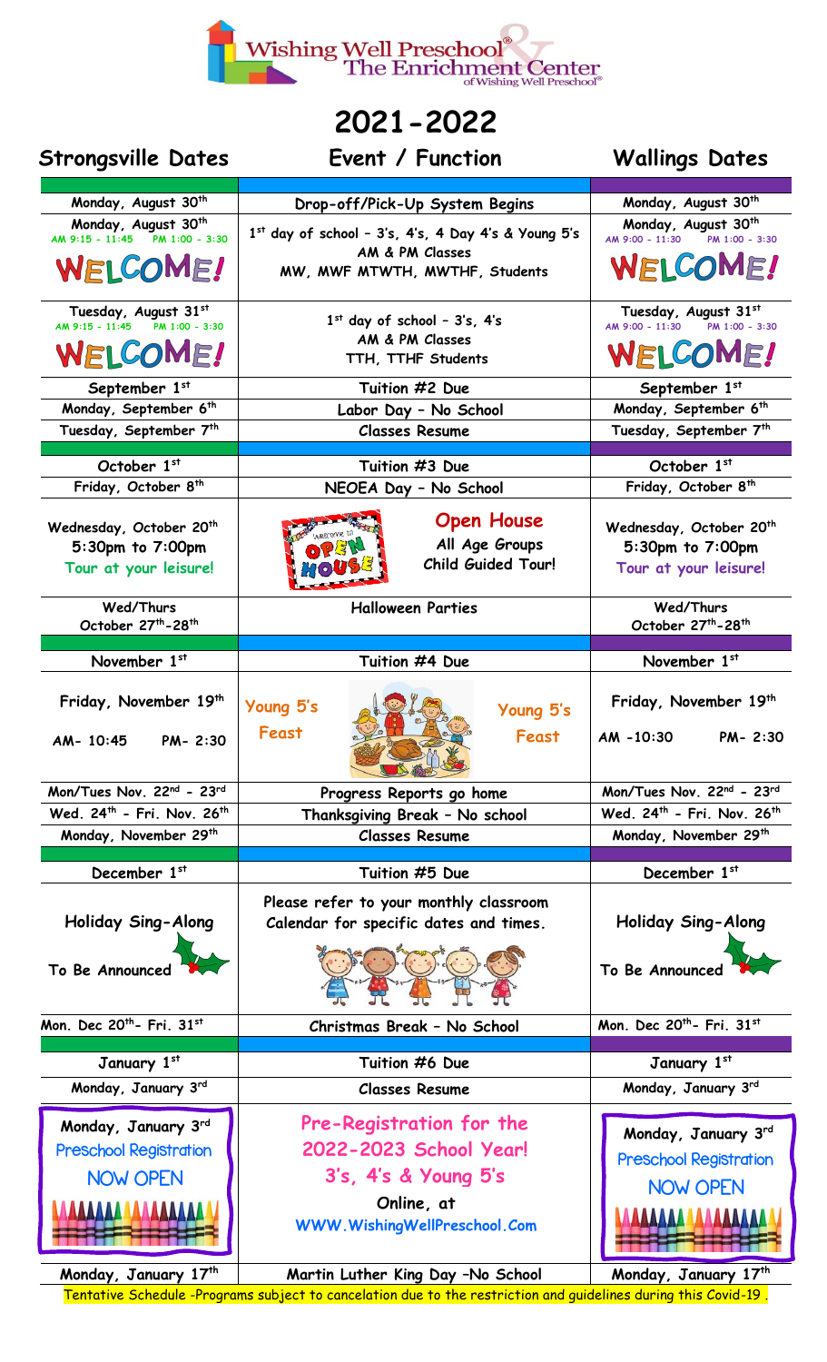Wishing Well Preschool® & The Enrichment Center of Wishing Well Preschool®

# 2021-2022

| Strongsville Dates | Event / Function | Wallings Dates |
|---|---|---|
| Monday, August 30th | Drop-off/Pick-Up System Begins | Monday, August 30th |
| Monday, August 30th AM 9:15 - 11:45 PM 1:00 - 3:30 WELCOME! | 1st day of school - 3's, 4's, 4 Day 4's & Young 5's AM & PM Classes MW, MWF MTWTH, MWTHF, Students | Monday, August 30th AM 9:00 - 11:30 PM 1:00 - 3:30 WELCOME! |
| Tuesday, August 31st AM 9:15 - 11:45 PM 1:00 - 3:30 WELCOME! | 1st day of school - 3's, 4's AM & PM Classes TTH, TTHF Students | Tuesday, August 31st AM 9:00 - 11:30 PM 1:00 - 3:30 WELCOME! |
| September 1st | Tuition #2 Due | September 1st |
| Monday, September 6th | Labor Day - No School | Monday, September 6th |
| Tuesday, September 7th | Classes Resume | Tuesday, September 7th |
| October 1st | Tuition #3 Due | October 1st |
| Friday, October 8th | NEOEA Day - No School | Friday, October 8th |
| Wednesday, October 20th 5:30pm to 7:00pm Tour at your leisure! | Open House All Age Groups Child Guided Tour! | Wednesday, October 20th 5:30pm to 7:00pm Tour at your leisure! |
| Wed/Thurs October 27th-28th | Halloween Parties | Wed/Thurs October 27th-28th |
| November 1st | Tuition #4 Due | November 1st |
| Friday, November 19th AM- 10:45 PM- 2:30 | Young 5's Feast | Friday, November 19th AM -10:30 PM- 2:30 |
| Mon/Tues Nov. 22nd - 23rd | Progress Reports go home | Mon/Tues Nov. 22nd - 23rd |
| Wed. 24th - Fri. Nov. 26th | Thanksgiving Break - No school | Wed. 24th - Fri. Nov. 26th |
| Monday, November 29th | Classes Resume | Monday, November 29th |
| December 1st | Tuition #5 Due | December 1st |
| Holiday Sing-Along To Be Announced | Please refer to your monthly classroom Calendar for specific dates and times. | Holiday Sing-Along To Be Announced |
| Mon. Dec 20th- Fri. 31st | Christmas Break - No School | Mon. Dec 20th- Fri. 31st |
| January 1st | Tuition #6 Due | January 1st |
| Monday, January 3rd | Classes Resume | Monday, January 3rd |
| Monday, January 3rd Preschool Registration NOW OPEN | Pre-Registration for the 2022-2023 School Year! 3's, 4's & Young 5's Online, at WWW.WishingWellPreschool.Com | Monday, January 3rd Preschool Registration NOW OPEN |
| Monday, January 17th | Martin Luther King Day -No School | Monday, January 17th |

Tentative Schedule -Programs subject to cancelation due to the restriction and guidelines during this Covid-19 .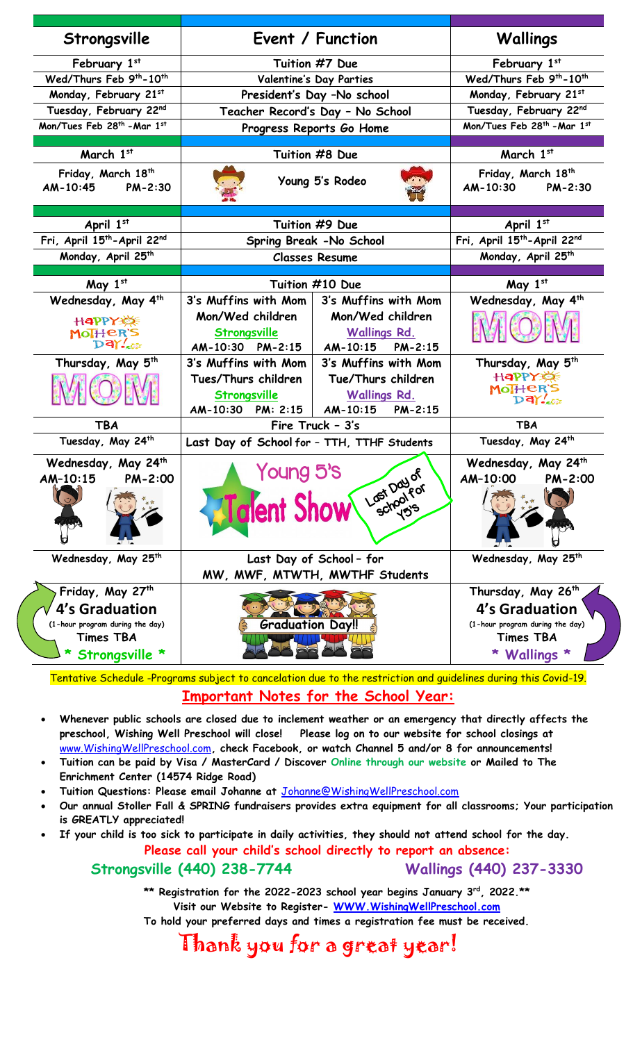| Strongsville | Event / Function | | Wallings |
|---|---|---|---|
| February 1st | Tuition #7 Due | | February 1st |
| Wed/Thurs Feb 9th-10th | Valentine's Day Parties | | Wed/Thurs Feb 9th-10th |
| Monday, February 21st | President's Day -No school | | Monday, February 21st |
| Tuesday, February 22nd | Teacher Record's Day - No School | | Tuesday, February 22nd |
| Mon/Tues Feb 28th -Mar 1st | Progress Reports Go Home | | Mon/Tues Feb 28th -Mar 1st |
| March 1st | Tuition #8 Due | | March 1st |
| Friday, March 18th AM-10:45 PM-2:30 | Young 5's Rodeo | | Friday, March 18th AM-10:30 PM-2:30 |
| April 1st | Tuition #9 Due | | April 1st |
| Fri, April 15th-April 22nd | Spring Break -No School | | Fri, April 15th-April 22nd |
| Monday, April 25th | Classes Resume | | Monday, April 25th |
| May 1st | Tuition #10 Due | | May 1st |
| Wednesday, May 4th Happy Mother's Day! | 3's Muffins with Mom Mon/Wed children Strongsville AM-10:30 PM-2:15 | 3's Muffins with Mom Mon/Wed children Wallings Rd. AM-10:15 PM-2:15 | Wednesday, May 4th MOM |
| Thursday, May 5th MOM | 3's Muffins with Mom Tues/Thurs children Strongsville AM-10:30 PM: 2:15 | 3's Muffins with Mom Tue/Thurs children Wallings Rd. AM-10:15 PM-2:15 | Thursday, May 5th Happy Mother's Day! |
| TBA | Fire Truck - 3's | | TBA |
| Tuesday, May 24th | Last Day of School for - TTH, TTHF Students | | Tuesday, May 24th |
| Wednesday, May 24th AM-10:15 PM-2:00 | Young 5's Talent Show — Last Day of school for Y5's | | Wednesday, May 24th AM-10:00 PM-2:00 |
| Wednesday, May 25th | Last Day of School - for MW, MWF, MTWTH, MWTHF Students | | Wednesday, May 25th |
| Friday, May 27th 4's Graduation (1-hour program during the day) Times TBA * Strongsville * | Graduation Day!! | | Thursday, May 26th 4's Graduation (1-hour program during the day) Times TBA * Wallings * |

Tentative Schedule -Programs subject to cancelation due to the restriction and guidelines during this Covid-19.

## Important Notes for the School Year:

- **Whenever public schools are closed due to inclement weather or an emergency that directly affects the preschool, Wishing Well Preschool will close! Please log on to our website for school closings at www.WishingWellPreschool.com, check Facebook, or watch Channel 5 and/or 8 for announcements!**
- **Tuition can be paid by Visa / MasterCard / Discover Online through our website or Mailed to The Enrichment Center (14574 Ridge Road)**
- **Tuition Questions: Please email Johanne at Johanne@WishingWellPreschool.com**
- **Our annual Stoller Fall & SPRING fundraisers provides extra equipment for all classrooms; Your participation is GREATLY appreciated!**
- **If your child is too sick to participate in daily activities, they should not attend school for the day.**

**Please call your child's school directly to report an absence:**

**Strongsville (440) 238-7744** **Wallings (440) 237-3330**

**** Registration for the 2022-2023 school year begins January 3rd, 2022.****
**Visit our Website to Register- WWW.WishingWellPreschool.com**
**To hold your preferred days and times a registration fee must be received.**

# Thank you for a great year!